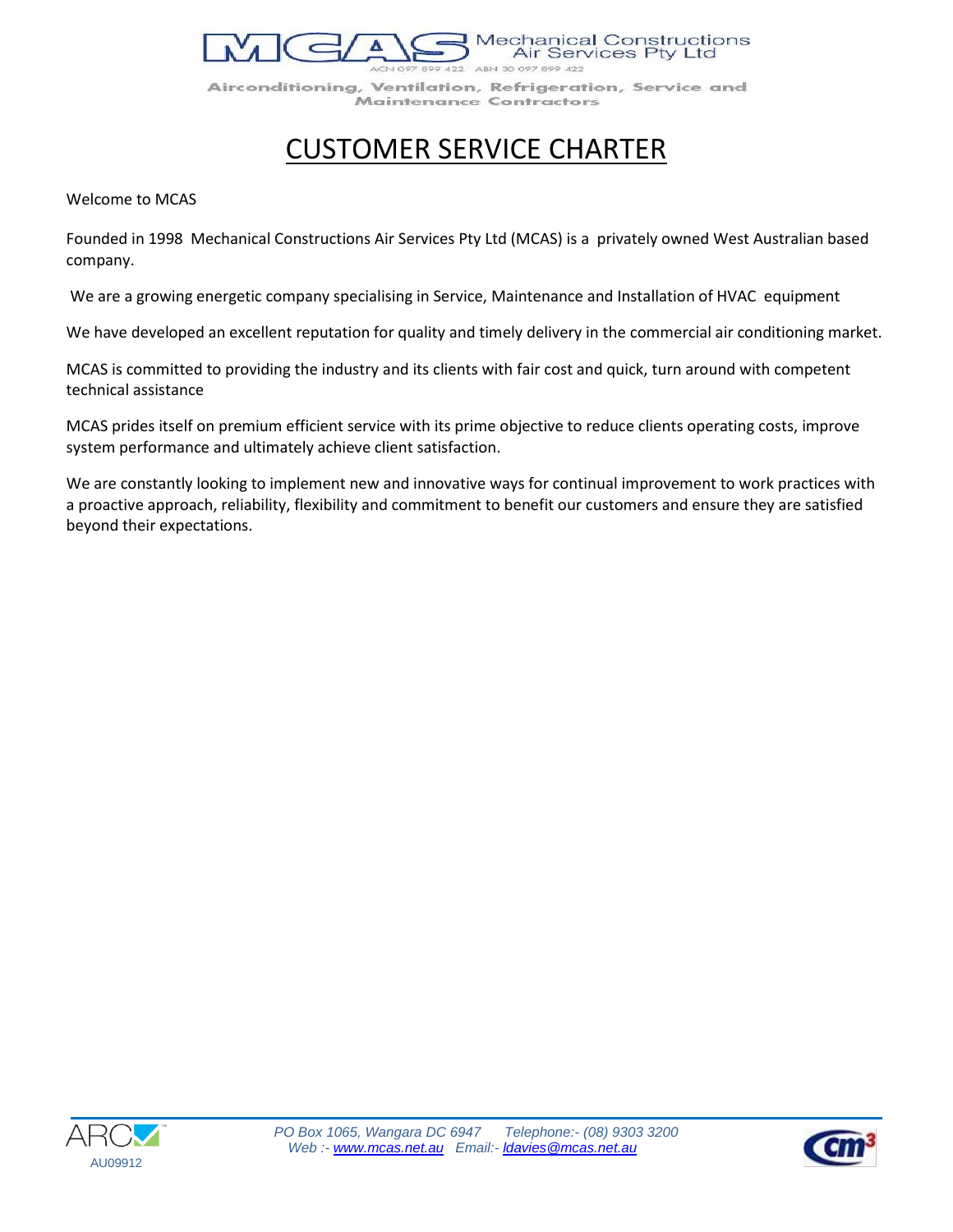Mechanical Constructions Air Services Pty Ltd

ACN 097 899 422 ABN 30 097 899 422

Airconditioning, Ventilation, Refrigeration, Service and Maintenance Contractors

# CUSTOMER SERVICE CHARTER

Welcome to MCAS

Founded in 1998 Mechanical Constructions Air Services Pty Ltd (MCAS) is a privately owned West Australian based company.

We are a growing energetic company specialising in Service, Maintenance and Installation of HVAC equipment

We have developed an excellent reputation for quality and timely delivery in the commercial air conditioning market.

MCAS is committed to providing the industry and its clients with fair cost and quick, turn around with competent technical assistance

MCAS prides itself on premium efficient service with its prime objective to reduce clients operating costs, improve system performance and ultimately achieve client satisfaction.

We are constantly looking to implement new and innovative ways for continual improvement to work practices with a proactive approach, reliability, flexibility and commitment to benefit our customers and ensure they are satisfied beyond their expectations.

AU09912

*PO Box 1065, Wangara DC 6947 Telephone:- (08) 9303 3200*
*Web :- www.mcas.net.au Email:- ldavies@mcas.net.au*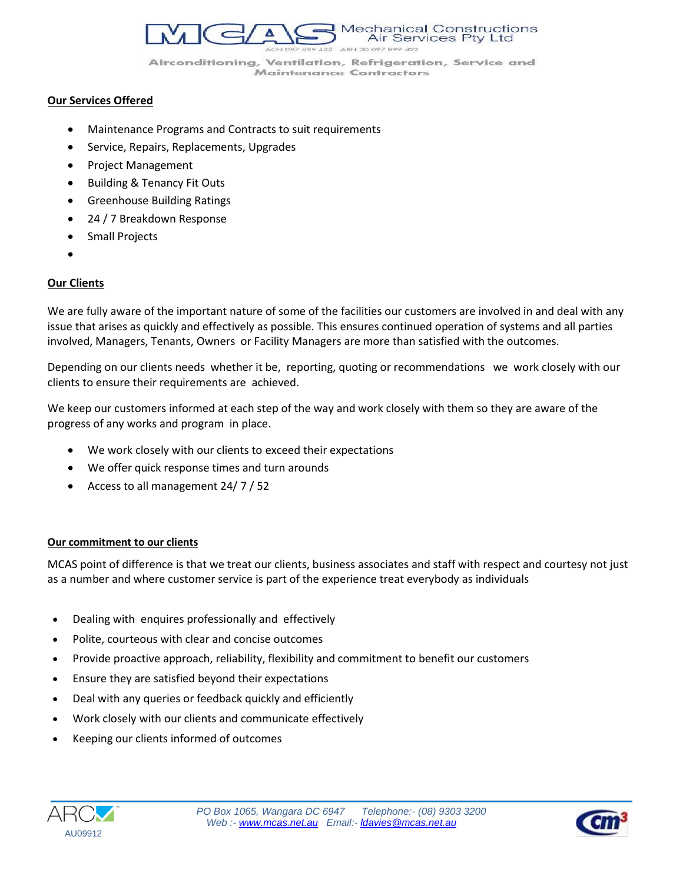## Our Services Offered

- Maintenance Programs and Contracts to suit requirements
- Service, Repairs, Replacements, Upgrades
- Project Management
- Building & Tenancy Fit Outs
- Greenhouse Building Ratings
- 24 / 7 Breakdown Response
- Small Projects

## Our Clients

We are fully aware of the important nature of some of the facilities our customers are involved in and deal with any issue that arises as quickly and effectively as possible. This ensures continued operation of systems and all parties involved, Managers, Tenants, Owners or Facility Managers are more than satisfied with the outcomes.

Depending on our clients needs whether it be, reporting, quoting or recommendations we work closely with our clients to ensure their requirements are achieved.

We keep our customers informed at each step of the way and work closely with them so they are aware of the progress of any works and program in place.

- We work closely with our clients to exceed their expectations
- We offer quick response times and turn arounds
- Access to all management 24/ 7 / 52

## Our commitment to our clients

MCAS point of difference is that we treat our clients, business associates and staff with respect and courtesy not just as a number and where customer service is part of the experience treat everybody as individuals

- Dealing with enquires professionally and effectively
- Polite, courteous with clear and concise outcomes
- Provide proactive approach, reliability, flexibility and commitment to benefit our customers
- Ensure they are satisfied beyond their expectations
- Deal with any queries or feedback quickly and efficiently
- Work closely with our clients and communicate effectively
- Keeping our clients informed of outcomes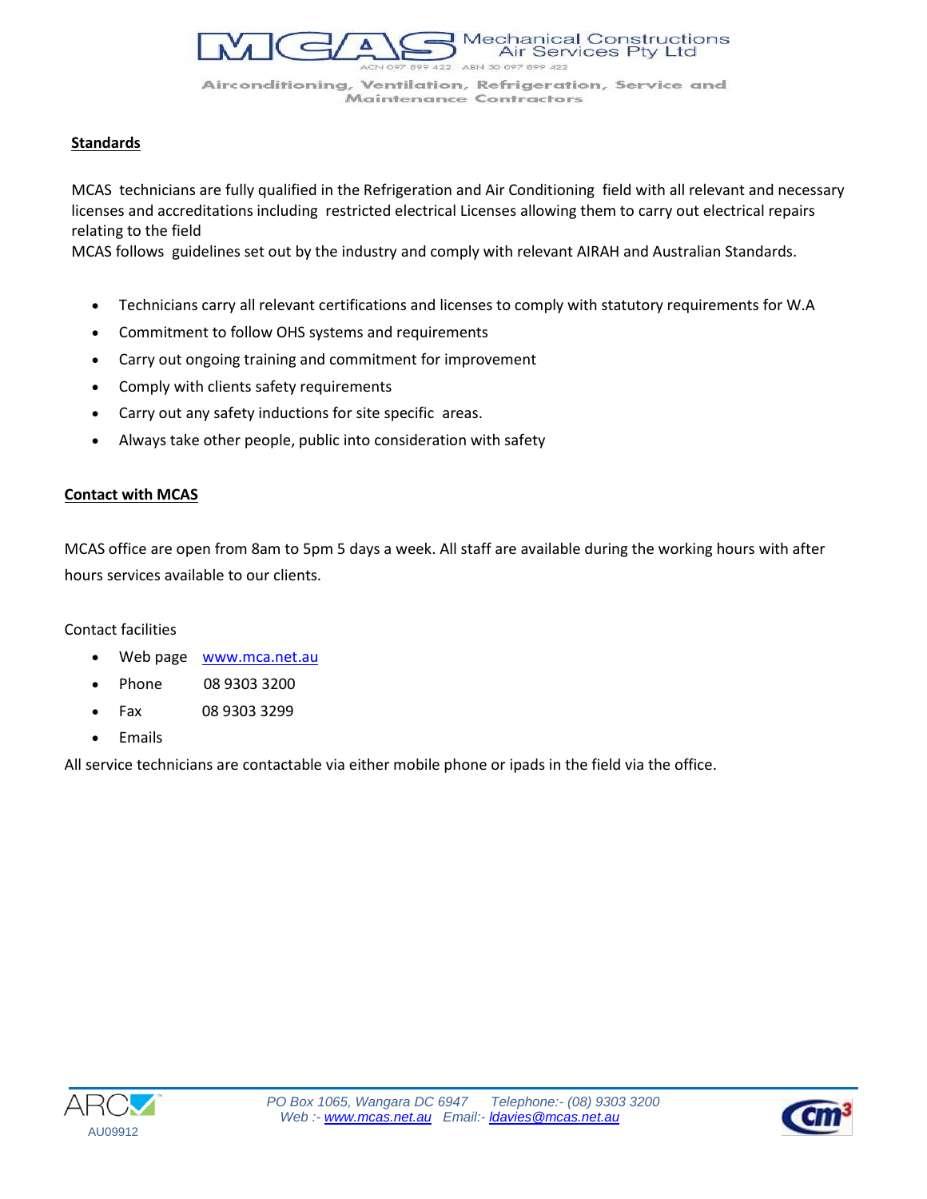## Standards

MCAS technicians are fully qualified in the Refrigeration and Air Conditioning field with all relevant and necessary licenses and accreditations including restricted electrical Licenses allowing them to carry out electrical repairs relating to the field
MCAS follows guidelines set out by the industry and comply with relevant AIRAH and Australian Standards.

- Technicians carry all relevant certifications and licenses to comply with statutory requirements for W.A
- Commitment to follow OHS systems and requirements
- Carry out ongoing training and commitment for improvement
- Comply with clients safety requirements
- Carry out any safety inductions for site specific areas.
- Always take other people, public into consideration with safety

## Contact with MCAS

MCAS office are open from 8am to 5pm 5 days a week. All staff are available during the working hours with after hours services available to our clients.

Contact facilities

- Web page www.mca.net.au
- Phone 08 9303 3200
- Fax 08 9303 3299
- Emails

All service technicians are contactable via either mobile phone or ipads in the field via the office.